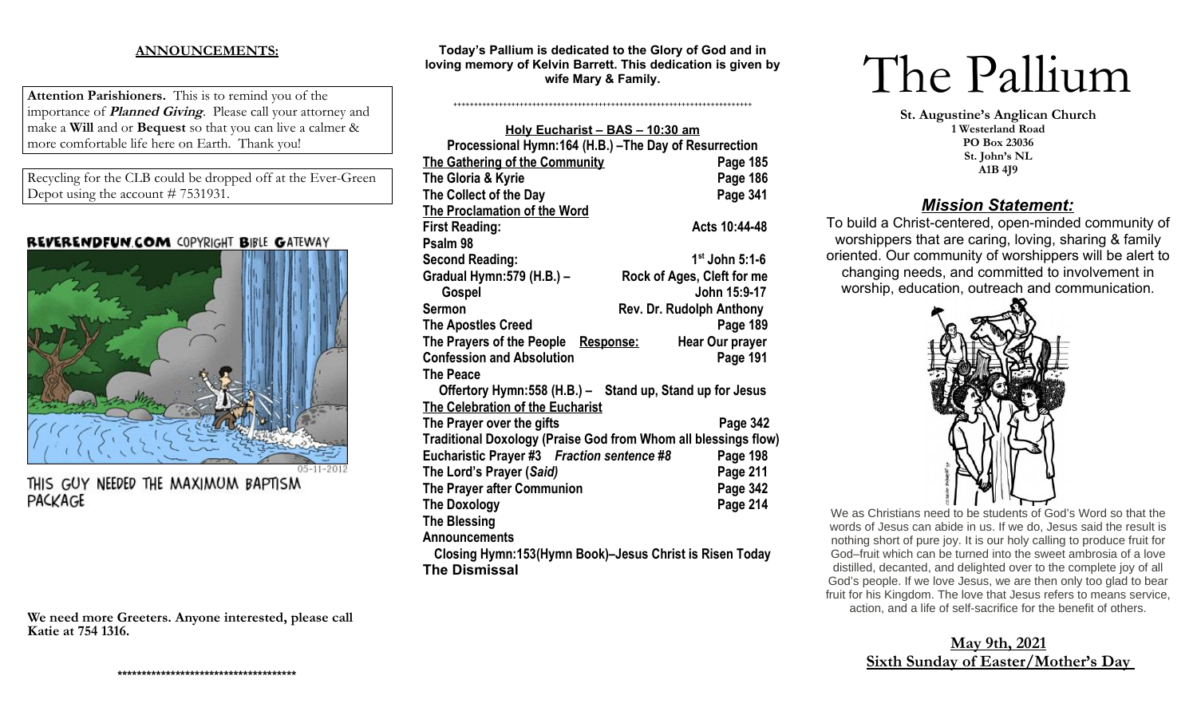## ANNOUNCEMENTS:

**Attention Parishioners.** This is to remind you of the importance of ***Planned Giving***. Please call your attorney and make a **Will** and or **Bequest** so that you can live a calmer & more comfortable life here on Earth. Thank you!

Recycling for the CLB could be dropped off at the Ever-Green Depot using the account # 7531931.

REVERENDFUN.COM COPYRIGHT BIBLE GATEWAY

05-11-2012

THIS GUY NEEDED THE MAXIMUM BAPTISM PACKAGE

**We need more Greeters. Anyone interested, please call Katie at 754 1316.**

**************************************

**Today's Pallium is dedicated to the Glory of God and in loving memory of Kelvin Barrett. This dedication is given by wife Mary & Family.**

++++++++++++++++++++++++++++++++++++++++++++++++++++++++++++++++++++++

**Holy Eucharist – BAS – 10:30 am**

**Processional Hymn:164 (H.B.) –The Day of Resurrection**

| | |
|---|---|
| **The Gathering of the Community** | **Page 185** |
| **The Gloria & Kyrie** | **Page 186** |
| **The Collect of the Day** | **Page 341** |
| **The Proclamation of the Word** | |
| **First Reading:** | **Acts 10:44-48** |
| **Psalm 98** | |
| **Second Reading:** | **1st John 5:1-6** |
| **Gradual Hymn:579 (H.B.) –** | **Rock of Ages, Cleft for me** |
| **Gospel** | **John 15:9-17** |
| **Sermon** | **Rev. Dr. Rudolph Anthony** |
| **The Apostles Creed** | **Page 189** |
| **The Prayers of the People Response:** | **Hear Our prayer** |
| **Confession and Absolution** | **Page 191** |
| **The Peace** | |

**Offertory Hymn:558 (H.B.) – Stand up, Stand up for Jesus**

| | |
|---|---|
| **The Celebration of the Eucharist** | |
| **The Prayer over the gifts** | **Page 342** |
| **Traditional Doxology (Praise God from Whom all blessings flow)** | |
| **Eucharistic Prayer #3 *Fraction sentence #8*** | **Page 198** |
| **The Lord's Prayer (*Said*)** | **Page 211** |
| **The Prayer after Communion** | **Page 342** |
| **The Doxology** | **Page 214** |
| **The Blessing** | |
| **Announcements** | |

**Closing Hymn:153(Hymn Book)–Jesus Christ is Risen Today**

**The Dismissal**

# The Pallium

**St. Augustine's Anglican Church**
**1 Westerland Road**
**PO Box 23036**
**St. John's NL**
**A1B 4J9**

## *Mission Statement:*

To build a Christ-centered, open-minded community of worshippers that are caring, loving, sharing & family oriented. Our community of worshippers will be alert to changing needs, and committed to involvement in worship, education, outreach and communication.

We as Christians need to be students of God's Word so that the words of Jesus can abide in us. If we do, Jesus said the result is nothing short of pure joy. It is our holy calling to produce fruit for God–fruit which can be turned into the sweet ambrosia of a love distilled, decanted, and delighted over to the complete joy of all God's people. If we love Jesus, we are then only too glad to bear fruit for his Kingdom. The love that Jesus refers to means service, action, and a life of self-sacrifice for the benefit of others.

**May 9th, 2021**
**Sixth Sunday of Easter/Mother's Day**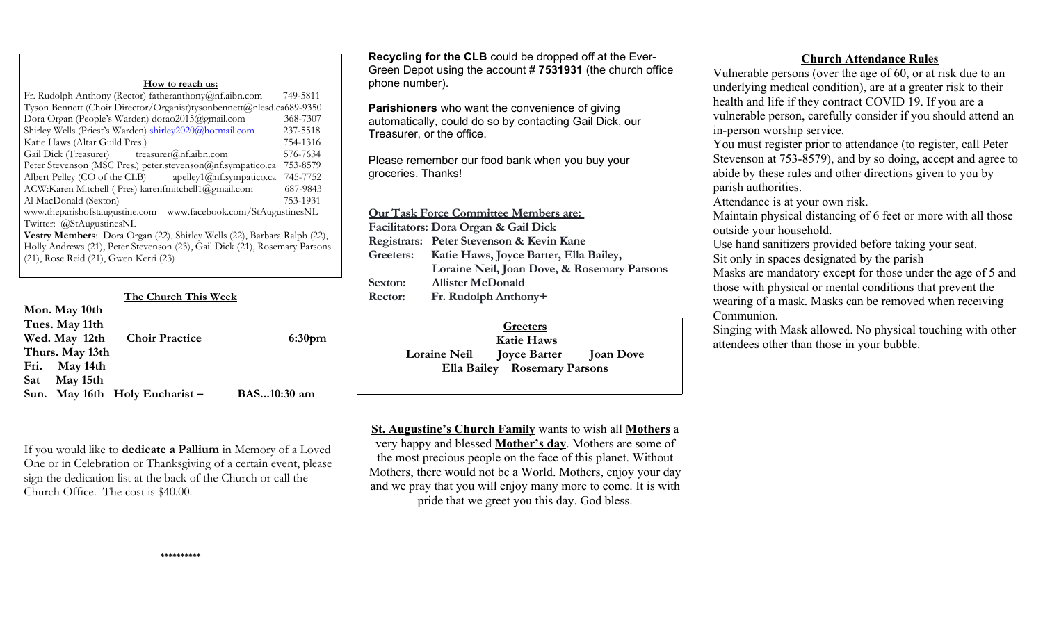## How to reach us:

Fr. Rudolph Anthony (Rector) fatheranthony@nf.aibn.com 749-5811
Tyson Bennett (Choir Director/Organist)tysonbennett@nlesd.ca689-9350
Dora Organ (People's Warden) dorao2015@gmail.com 368-7307
Shirley Wells (Priest's Warden) shirley2020@hotmail.com 237-5518
Katie Haws (Altar Guild Pres.) 754-1316
Gail Dick (Treasurer) treasurer@nf.aibn.com 576-7634
Peter Stevenson (MSC Pres.) peter.stevenson@nf.sympatico.ca 753-8579
Albert Pelley (CO of the CLB) apelley1@nf.sympatico.ca 745-7752
ACW:Karen Mitchell ( Pres) karenfmitchell1@gmail.com 687-9843
Al MacDonald (Sexton) 753-1931
www.theparishofstaugustine.com www.facebook.com/StAugustinesNL
Twitter: @StAugustinesNL

**Vestry Members**: Dora Organ (22), Shirley Wells (22), Barbara Ralph (22), Holly Andrews (21), Peter Stevenson (23), Gail Dick (21), Rosemary Parsons (21), Rose Reid (21), Gwen Kerri (23)

## The Church This Week

| | | |
|---|---|---|
| **Mon. May 10th** | | |
| **Tues. May 11th** | | |
| **Wed. May 12th** | **Choir Practice** | **6:30pm** |
| **Thurs. May 13th** | | |
| **Fri. May 14th** | | |
| **Sat May 15th** | | |
| **Sun. May 16th** | **Holy Eucharist –** | **BAS...10:30 am** |

If you would like to **dedicate a Pallium** in Memory of a Loved One or in Celebration or Thanksgiving of a certain event, please sign the dedication list at the back of the Church or call the Church Office. The cost is $40.00.

**********

**Recycling for the CLB** could be dropped off at the Ever-Green Depot using the account # **7531931** (the church office phone number).

**Parishioners** who want the convenience of giving automatically, could do so by contacting Gail Dick, our Treasurer, or the office.

Please remember our food bank when you buy your groceries. Thanks!

**Our Task Force Committee Members are:**

**Facilitators: Dora Organ & Gail Dick**
**Registrars: Peter Stevenson & Kevin Kane**
**Greeters: Katie Haws, Joyce Barter, Ella Bailey, Loraine Neil, Joan Dove, & Rosemary Parsons**
**Sexton: Allister McDonald**
**Rector: Fr. Rudolph Anthony+**

**Greeters**
**Katie Haws**
**Loraine Neil Joyce Barter Joan Dove**
**Ella Bailey Rosemary Parsons**

**St. Augustine's Church Family** wants to wish all **Mothers** a very happy and blessed **Mother's day**. Mothers are some of the most precious people on the face of this planet. Without Mothers, there would not be a World. Mothers, enjoy your day and we pray that you will enjoy many more to come. It is with pride that we greet you this day. God bless.

## Church Attendance Rules

Vulnerable persons (over the age of 60, or at risk due to an underlying medical condition), are at a greater risk to their health and life if they contract COVID 19. If you are a vulnerable person, carefully consider if you should attend an in-person worship service.

You must register prior to attendance (to register, call Peter Stevenson at 753-8579), and by so doing, accept and agree to abide by these rules and other directions given to you by parish authorities.

Attendance is at your own risk.

Maintain physical distancing of 6 feet or more with all those outside your household.

Use hand sanitizers provided before taking your seat.

Sit only in spaces designated by the parish

Masks are mandatory except for those under the age of 5 and those with physical or mental conditions that prevent the wearing of a mask. Masks can be removed when receiving Communion.

Singing with Mask allowed. No physical touching with other attendees other than those in your bubble.